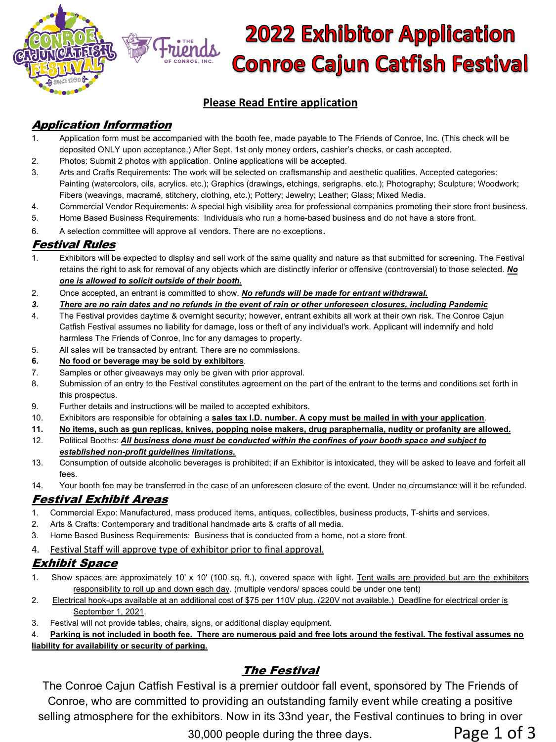# 2022 Exhibitor Application
# Conroe Cajun Catfish Festival

**Please Read Entire application**

## *Application Information*

1. Application form must be accompanied with the booth fee, made payable to The Friends of Conroe, Inc. (This check will be deposited ONLY upon acceptance.) After Sept. 1st only money orders, cashier's checks, or cash accepted.
2. Photos: Submit 2 photos with application. Online applications will be accepted.
3. Arts and Crafts Requirements: The work will be selected on craftsmanship and aesthetic qualities. Accepted categories: Painting (watercolors, oils, acrylics. etc.); Graphics (drawings, etchings, serigraphs, etc.); Photography; Sculpture; Woodwork; Fibers (weavings, macramé, stitchery, clothing, etc.); Pottery; Jewelry; Leather; Glass; Mixed Media.
4. Commercial Vendor Requirements: A special high visibility area for professional companies promoting their store front business.
5. Home Based Business Requirements: Individuals who run a home-based business and do not have a store front.
6. A selection committee will approve all vendors. There are no exceptions.

## *Festival Rules*

1. Exhibitors will be expected to display and sell work of the same quality and nature as that submitted for screening. The Festival retains the right to ask for removal of any objects which are distinctly inferior or offensive (controversial) to those selected. ***No one is allowed to solicit outside of their booth.***
2. Once accepted, an entrant is committed to show. ***No refunds will be made for entrant withdrawal.***
3. ***There are no rain dates and no refunds in the event of rain or other unforeseen closures, including Pandemic***
4. The Festival provides daytime & overnight security; however, entrant exhibits all work at their own risk. The Conroe Cajun Catfish Festival assumes no liability for damage, loss or theft of any individual's work. Applicant will indemnify and hold harmless The Friends of Conroe, Inc for any damages to property.
5. All sales will be transacted by entrant. There are no commissions.
6. **No food or beverage may be sold by exhibitors**.
7. Samples or other giveaways may only be given with prior approval.
8. Submission of an entry to the Festival constitutes agreement on the part of the entrant to the terms and conditions set forth in this prospectus.
9. Further details and instructions will be mailed to accepted exhibitors.
10. Exhibitors are responsible for obtaining a **sales tax I.D. number. A copy must be mailed in with your application**.
11. **No items, such as gun replicas, knives, popping noise makers, drug paraphernalia, nudity or profanity are allowed.**
12. Political Booths: ***All business done must be conducted within the confines of your booth space and subject to established non-profit guidelines limitations.***
13. Consumption of outside alcoholic beverages is prohibited; if an Exhibitor is intoxicated, they will be asked to leave and forfeit all fees.
14. Your booth fee may be transferred in the case of an unforeseen closure of the event. Under no circumstance will it be refunded.

## *Festival Exhibit Areas*

1. Commercial Expo: Manufactured, mass produced items, antiques, collectibles, business products, T-shirts and services.
2. Arts & Crafts: Contemporary and traditional handmade arts & crafts of all media.
3. Home Based Business Requirements: Business that is conducted from a home, not a store front.
4. Festival Staff will approve type of exhibitor prior to final approval.

## *Exhibit Space*

1. Show spaces are approximately 10' x 10' (100 sq. ft.), covered space with light. Tent walls are provided but are the exhibitors responsibility to roll up and down each day. (multiple vendors/ spaces could be under one tent)
2. Electrical hook-ups available at an additional cost of $75 per 110V plug. (220V not available.) Deadline for electrical order is September 1, 2021.
3. Festival will not provide tables, chairs, signs, or additional display equipment.
4. **Parking is not included in booth fee. There are numerous paid and free lots around the festival. The festival assumes no liability for availability or security of parking.**

## *The Festival*

The Conroe Cajun Catfish Festival is a premier outdoor fall event, sponsored by The Friends of Conroe, who are committed to providing an outstanding family event while creating a positive selling atmosphere for the exhibitors. Now in its 33nd year, the Festival continues to bring in over 30,000 people during the three days.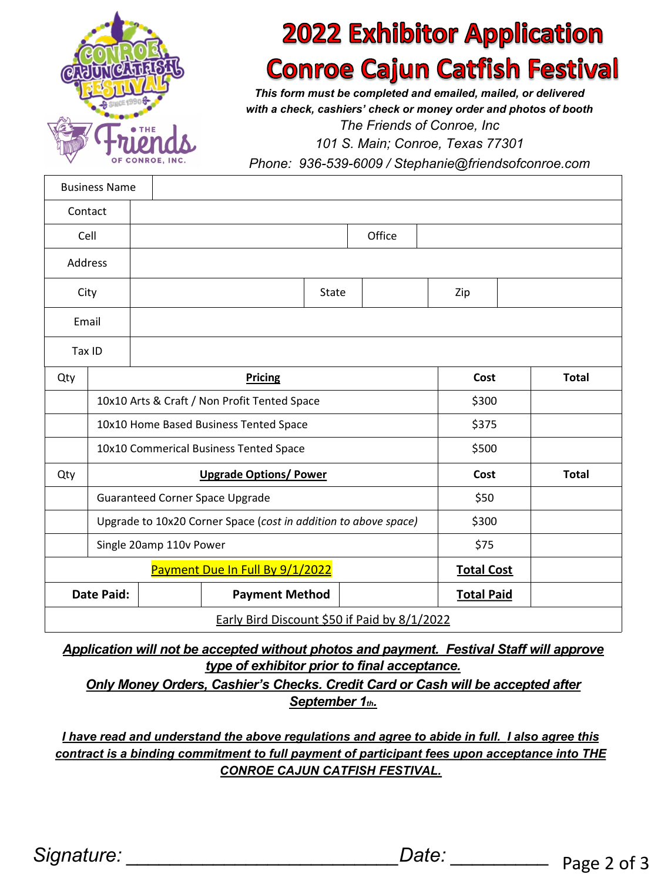# 2022 Exhibitor Application

# Conroe Cajun Catfish Festival

***This form must be completed and emailed, mailed, or delivered with a check, cashiers' check or money order and photos of booth***

*The Friends of Conroe, Inc*

*101 S. Main; Conroe, Texas 77301*

*Phone: 936-539-6009 / Stephanie@friendsofconroe.com*

| Business Name | | | | | |
|---|---|---|---|---|---|
| Contact | | | | | |
| Cell | | Office | | | |
| Address | | | | | |
| City | | State | | Zip | |
| Email | | | | | |
| Tax ID | | | | | |

| Qty | Pricing | Cost | Total |
|---|---|---|---|
| | 10x10 Arts & Craft / Non Profit Tented Space | $300 | |
| | 10x10 Home Based Business Tented Space | $375 | |
| | 10x10 Commerical Business Tented Space | $500 | |
| **Qty** | **Upgrade Options/ Power** | **Cost** | **Total** |
| | Guaranteed Corner Space Upgrade | $50 | |
| | Upgrade to 10x20 Corner Space (*cost in addition to above space)* | $300 | |
| | Single 20amp 110v Power | $75 | |
| | Payment Due In Full By 9/1/2022 | **Total Cost** | |
| **Date Paid:** | **Payment Method** | **Total Paid** | |
| | Early Bird Discount $50 if Paid by 8/1/2022 | | |

***Application will not be accepted without photos and payment. Festival Staff will approve type of exhibitor prior to final acceptance.***

***Only Money Orders, Cashier's Checks. Credit Card or Cash will be accepted after September 1th.***

***I have read and understand the above regulations and agree to abide in full. I also agree this contract is a binding commitment to full payment of participant fees upon acceptance into THE CONROE CAJUN CATFISH FESTIVAL.***

*Signature:* ___________________________ *Date:* __________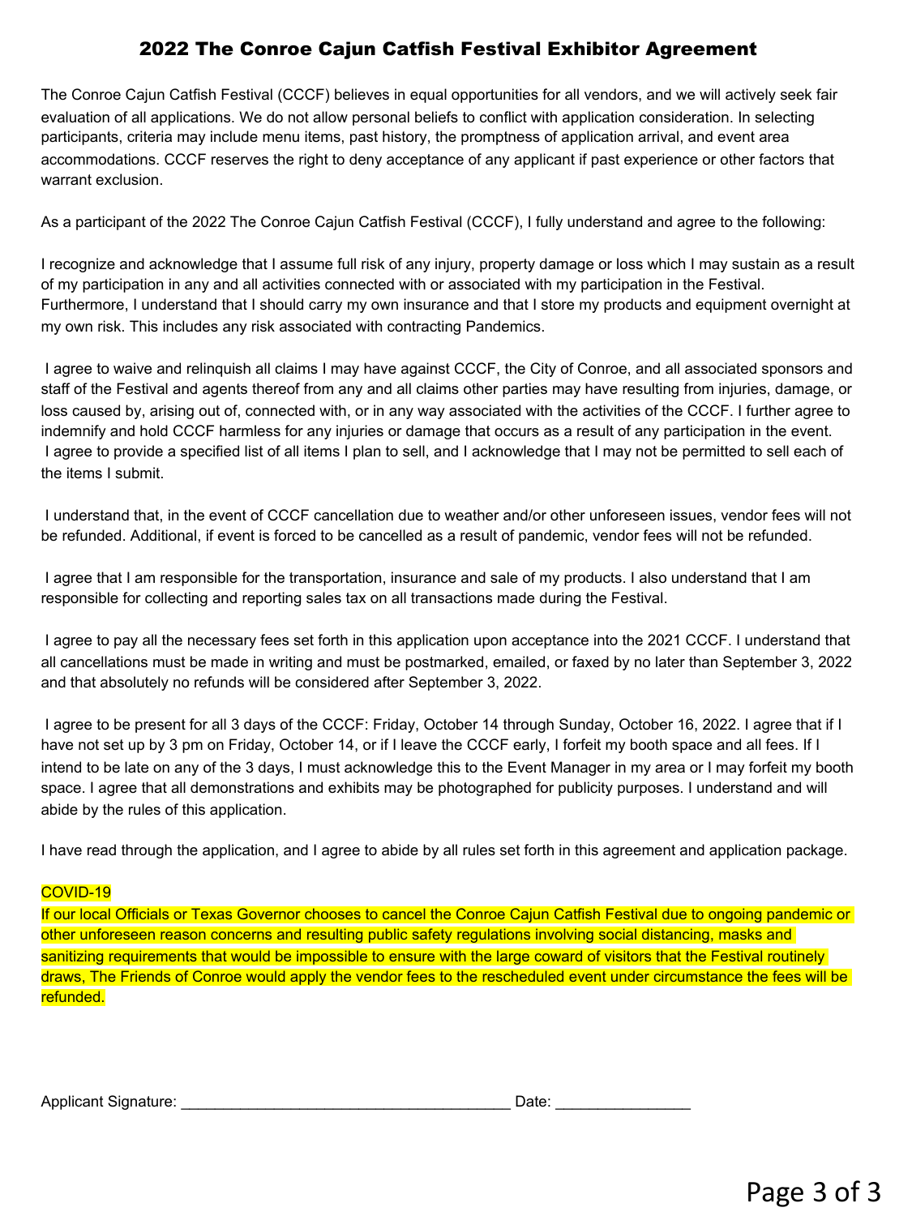# 2022 The Conroe Cajun Catfish Festival Exhibitor Agreement

The Conroe Cajun Catfish Festival (CCCF) believes in equal opportunities for all vendors, and we will actively seek fair evaluation of all applications. We do not allow personal beliefs to conflict with application consideration. In selecting participants, criteria may include menu items, past history, the promptness of application arrival, and event area accommodations. CCCF reserves the right to deny acceptance of any applicant if past experience or other factors that warrant exclusion.

As a participant of the 2022 The Conroe Cajun Catfish Festival (CCCF), I fully understand and agree to the following:

I recognize and acknowledge that I assume full risk of any injury, property damage or loss which I may sustain as a result of my participation in any and all activities connected with or associated with my participation in the Festival. Furthermore, I understand that I should carry my own insurance and that I store my products and equipment overnight at my own risk. This includes any risk associated with contracting Pandemics.

I agree to waive and relinquish all claims I may have against CCCF, the City of Conroe, and all associated sponsors and staff of the Festival and agents thereof from any and all claims other parties may have resulting from injuries, damage, or loss caused by, arising out of, connected with, or in any way associated with the activities of the CCCF. I further agree to indemnify and hold CCCF harmless for any injuries or damage that occurs as a result of any participation in the event. I agree to provide a specified list of all items I plan to sell, and I acknowledge that I may not be permitted to sell each of the items I submit.

I understand that, in the event of CCCF cancellation due to weather and/or other unforeseen issues, vendor fees will not be refunded. Additional, if event is forced to be cancelled as a result of pandemic, vendor fees will not be refunded.

I agree that I am responsible for the transportation, insurance and sale of my products. I also understand that I am responsible for collecting and reporting sales tax on all transactions made during the Festival.

I agree to pay all the necessary fees set forth in this application upon acceptance into the 2021 CCCF. I understand that all cancellations must be made in writing and must be postmarked, emailed, or faxed by no later than September 3, 2022 and that absolutely no refunds will be considered after September 3, 2022.

I agree to be present for all 3 days of the CCCF: Friday, October 14 through Sunday, October 16, 2022. I agree that if I have not set up by 3 pm on Friday, October 14, or if I leave the CCCF early, I forfeit my booth space and all fees. If I intend to be late on any of the 3 days, I must acknowledge this to the Event Manager in my area or I may forfeit my booth space. I agree that all demonstrations and exhibits may be photographed for publicity purposes. I understand and will abide by the rules of this application.

I have read through the application, and I agree to abide by all rules set forth in this agreement and application package.

COVID-19

If our local Officials or Texas Governor chooses to cancel the Conroe Cajun Catfish Festival due to ongoing pandemic or other unforeseen reason concerns and resulting public safety regulations involving social distancing, masks and sanitizing requirements that would be impossible to ensure with the large coward of visitors that the Festival routinely draws, The Friends of Conroe would apply the vendor fees to the rescheduled event under circumstance the fees will be refunded.

Applicant Signature: ______________________________________ Date: _______________